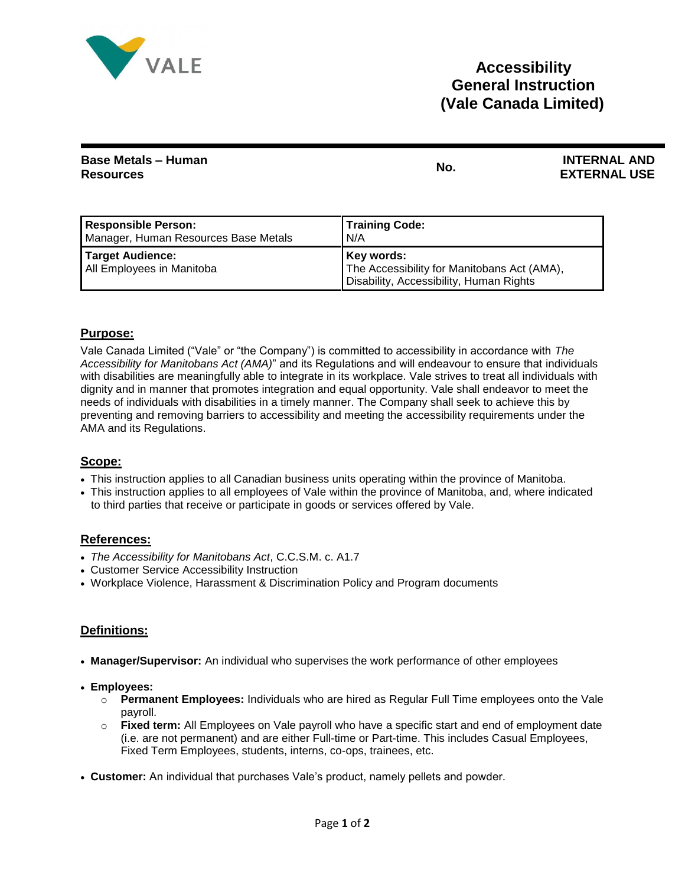# Accessibility General Instruction (Vale Canada Limited)

**Base Metals – Human Resources** | **No.** | **INTERNAL AND EXTERNAL USE**

| **Responsible Person:** Manager, Human Resources Base Metals | **Training Code:** N/A |
|---|---|
| **Target Audience:** All Employees in Manitoba | **Key words:** The Accessibility for Manitobans Act (AMA), Disability, Accessibility, Human Rights |

## Purpose:

Vale Canada Limited ("Vale" or "the Company") is committed to accessibility in accordance with *The Accessibility for Manitobans Act (AMA)*" and its Regulations and will endeavour to ensure that individuals with disabilities are meaningfully able to integrate in its workplace. Vale strives to treat all individuals with dignity and in manner that promotes integration and equal opportunity. Vale shall endeavor to meet the needs of individuals with disabilities in a timely manner. The Company shall seek to achieve this by preventing and removing barriers to accessibility and meeting the accessibility requirements under the AMA and its Regulations.

## Scope:

- This instruction applies to all Canadian business units operating within the province of Manitoba.
- This instruction applies to all employees of Vale within the province of Manitoba, and, where indicated to third parties that receive or participate in goods or services offered by Vale.

## References:

- *The Accessibility for Manitobans Act*, C.C.S.M. c. A1.7
- Customer Service Accessibility Instruction
- Workplace Violence, Harassment & Discrimination Policy and Program documents

## Definitions:

- **Manager/Supervisor:** An individual who supervises the work performance of other employees
- **Employees:**
  - **Permanent Employees:** Individuals who are hired as Regular Full Time employees onto the Vale payroll.
  - **Fixed term:** All Employees on Vale payroll who have a specific start and end of employment date (i.e. are not permanent) and are either Full-time or Part-time. This includes Casual Employees, Fixed Term Employees, students, interns, co-ops, trainees, etc.
- **Customer:** An individual that purchases Vale's product, namely pellets and powder.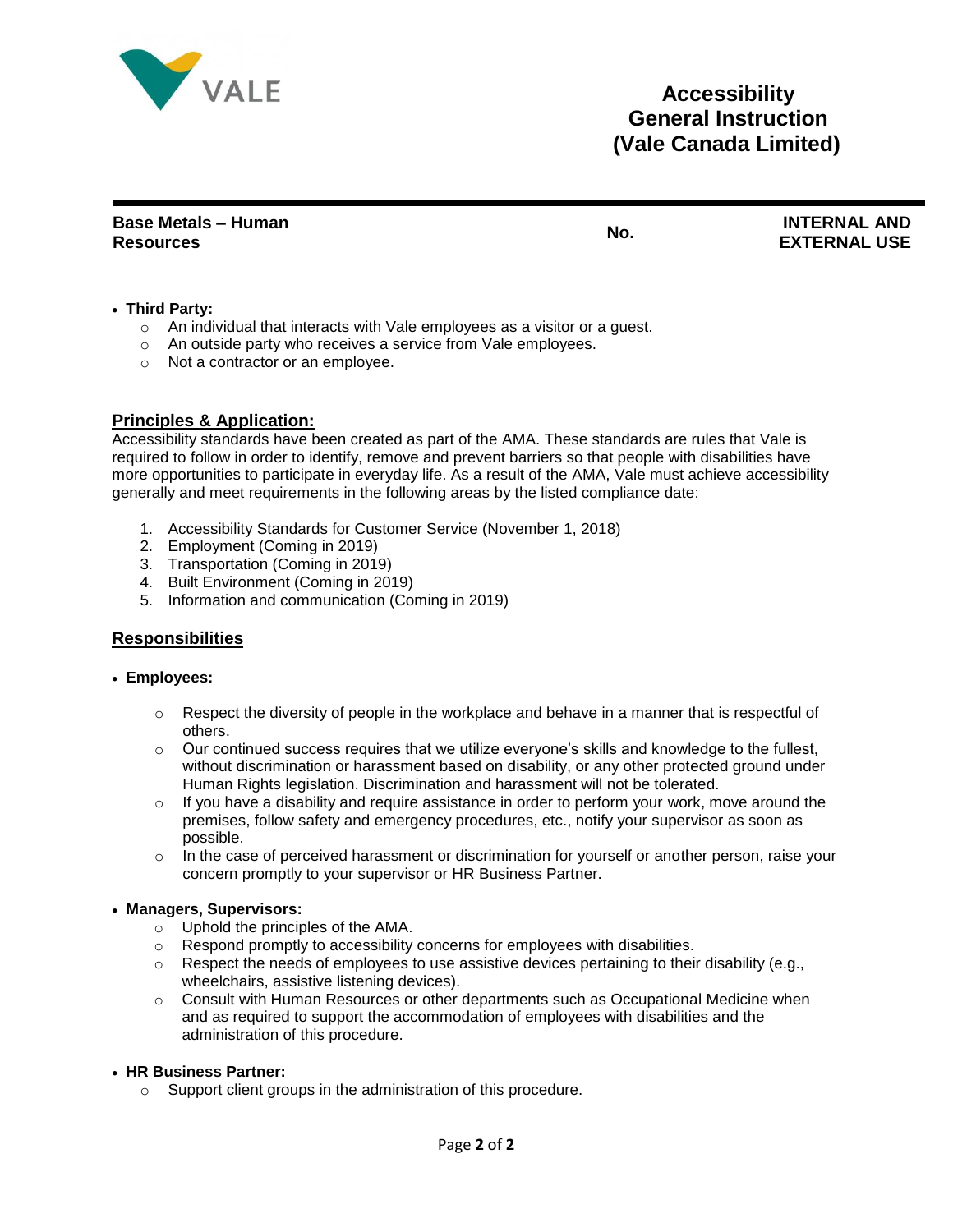- **Third Party:**
  - An individual that interacts with Vale employees as a visitor or a guest.
  - An outside party who receives a service from Vale employees.
  - Not a contractor or an employee.

## Principles & Application:

Accessibility standards have been created as part of the AMA. These standards are rules that Vale is required to follow in order to identify, remove and prevent barriers so that people with disabilities have more opportunities to participate in everyday life. As a result of the AMA, Vale must achieve accessibility generally and meet requirements in the following areas by the listed compliance date:

1. Accessibility Standards for Customer Service (November 1, 2018)
2. Employment (Coming in 2019)
3. Transportation (Coming in 2019)
4. Built Environment (Coming in 2019)
5. Information and communication (Coming in 2019)

## Responsibilities

- **Employees:**
  - Respect the diversity of people in the workplace and behave in a manner that is respectful of others.
  - Our continued success requires that we utilize everyone's skills and knowledge to the fullest, without discrimination or harassment based on disability, or any other protected ground under Human Rights legislation. Discrimination and harassment will not be tolerated.
  - If you have a disability and require assistance in order to perform your work, move around the premises, follow safety and emergency procedures, etc., notify your supervisor as soon as possible.
  - In the case of perceived harassment or discrimination for yourself or another person, raise your concern promptly to your supervisor or HR Business Partner.

- **Managers, Supervisors:**
  - Uphold the principles of the AMA.
  - Respond promptly to accessibility concerns for employees with disabilities.
  - Respect the needs of employees to use assistive devices pertaining to their disability (e.g., wheelchairs, assistive listening devices).
  - Consult with Human Resources or other departments such as Occupational Medicine when and as required to support the accommodation of employees with disabilities and the administration of this procedure.

- **HR Business Partner:**
  - Support client groups in the administration of this procedure.